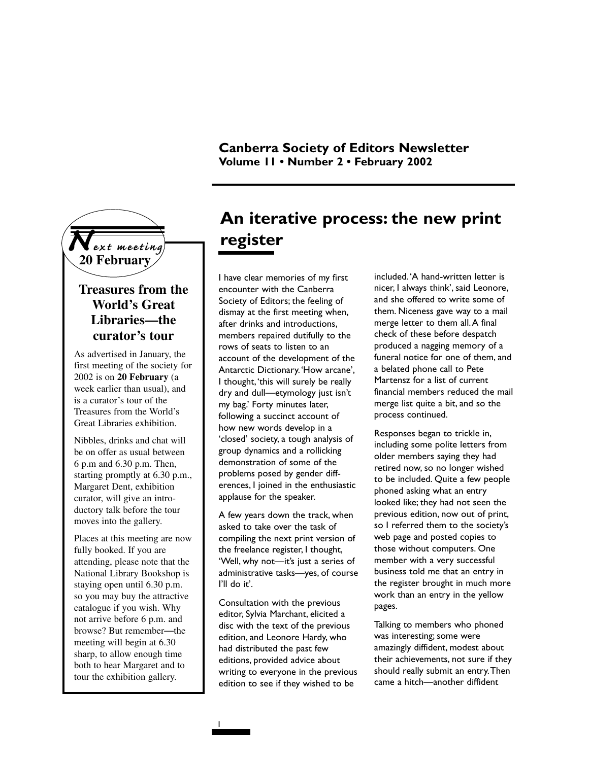**Canberra Society of Editors Newsletter**
**Volume 11 • Number 2 • February 2002**

*Next meeting*
**20 February**

## Treasures from the World's Great Libraries—the curator's tour

As advertised in January, the first meeting of the society for 2002 is on **20 February** (a week earlier than usual), and is a curator's tour of the Treasures from the World's Great Libraries exhibition.

Nibbles, drinks and chat will be on offer as usual between 6 p.m and 6.30 p.m. Then, starting promptly at 6.30 p.m., Margaret Dent, exhibition curator, will give an introductory talk before the tour moves into the gallery.

Places at this meeting are now fully booked. If you are attending, please note that the National Library Bookshop is staying open until 6.30 p.m. so you may buy the attractive catalogue if you wish. Why not arrive before 6 p.m. and browse? But remember—the meeting will begin at 6.30 sharp, to allow enough time both to hear Margaret and to tour the exhibition gallery.

# An iterative process: the new print register

I have clear memories of my first encounter with the Canberra Society of Editors; the feeling of dismay at the first meeting when, after drinks and introductions, members repaired dutifully to the rows of seats to listen to an account of the development of the Antarctic Dictionary. 'How arcane', I thought, 'this will surely be really dry and dull—etymology just isn't my bag.' Forty minutes later, following a succinct account of how new words develop in a 'closed' society, a tough analysis of group dynamics and a rollicking demonstration of some of the problems posed by gender differences, I joined in the enthusiastic applause for the speaker.

A few years down the track, when asked to take over the task of compiling the next print version of the freelance register, I thought, 'Well, why not—it's just a series of administrative tasks—yes, of course I'll do it'.

Consultation with the previous editor, Sylvia Marchant, elicited a disc with the text of the previous edition, and Leonore Hardy, who had distributed the past few editions, provided advice about writing to everyone in the previous edition to see if they wished to be included. 'A hand-written letter is nicer, I always think', said Leonore, and she offered to write some of them. Niceness gave way to a mail merge letter to them all. A final check of these before despatch produced a nagging memory of a funeral notice for one of them, and a belated phone call to Pete Martensz for a list of current financial members reduced the mail merge list quite a bit, and so the process continued.

Responses began to trickle in, including some polite letters from older members saying they had retired now, so no longer wished to be included. Quite a few people phoned asking what an entry looked like; they had not seen the previous edition, now out of print, so I referred them to the society's web page and posted copies to those without computers. One member with a very successful business told me that an entry in the register brought in much more work than an entry in the yellow pages.

Talking to members who phoned was interesting; some were amazingly diffident, modest about their achievements, not sure if they should really submit an entry. Then came a hitch—another diffident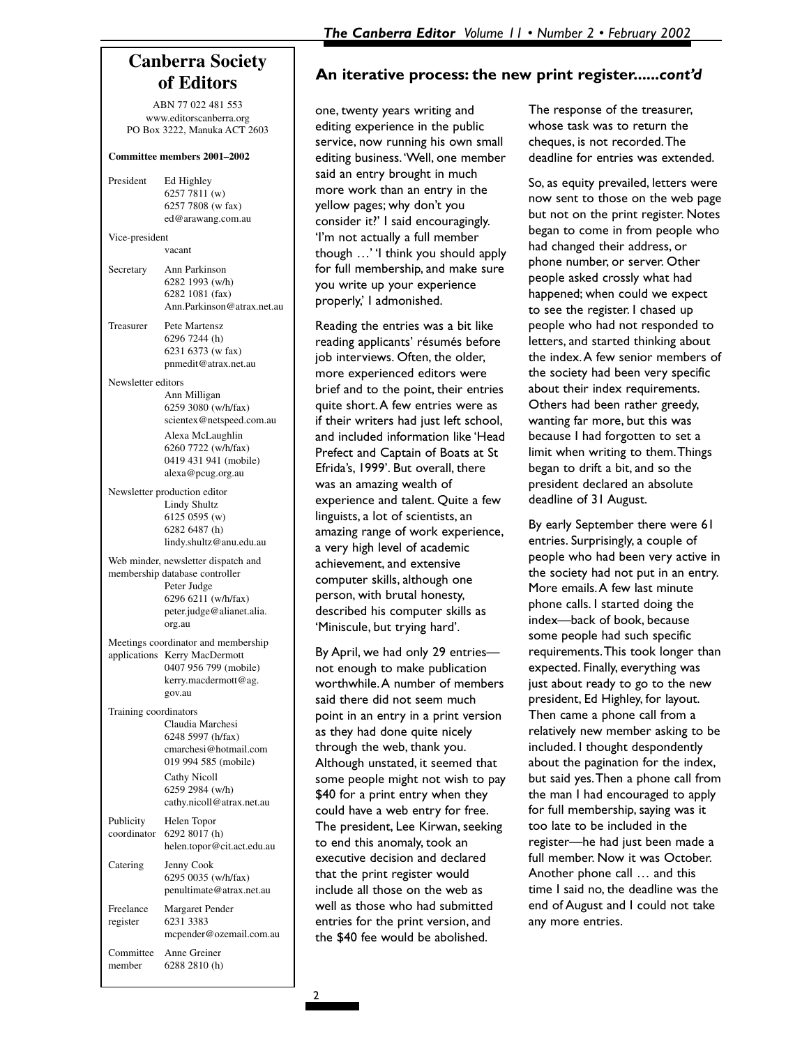## Canberra Society of Editors

ABN 77 022 481 553
www.editorscanberra.org
PO Box 3222, Manuka ACT 2603

**Committee members 2001–2002**

President: Ed Highley
6257 7811 (w)
6257 7808 (w fax)
ed@arawang.com.au

Vice-president: vacant

Secretary: Ann Parkinson
6282 1993 (w/h)
6282 1081 (fax)
Ann.Parkinson@atrax.net.au

Treasurer: Pete Martensz
6296 7244 (h)
6231 6373 (w fax)
pnmedit@atrax.net.au

Newsletter editors:
Ann Milligan
6259 3080 (w/h/fax)
scientex@netspeed.com.au

Alexa McLaughlin
6260 7722 (w/h/fax)
0419 431 941 (mobile)
alexa@pcug.org.au

Newsletter production editor:
Lindy Shultz
6125 0595 (w)
6282 6487 (h)
lindy.shultz@anu.edu.au

Web minder, newsletter dispatch and membership database controller:
Peter Judge
6296 6211 (w/h/fax)
peter.judge@alianet.alia.org.au

Meetings coordinator and membership applications: Kerry MacDermott
0407 956 799 (mobile)
kerry.macdermott@ag.gov.au

Training coordinators:
Claudia Marchesi
6248 5997 (h/fax)
cmarchesi@hotmail.com
019 994 585 (mobile)

Cathy Nicoll
6259 2984 (w/h)
cathy.nicoll@atrax.net.au

Publicity coordinator: Helen Topor
6292 8017 (h)
helen.topor@cit.act.edu.au

Catering: Jenny Cook
6295 0035 (w/h/fax)
penultimate@atrax.net.au

Freelance register: Margaret Pender
6231 3383
mcpender@ozemail.com.au

Committee member: Anne Greiner
6288 2810 (h)

## An iterative process: the new print register......*cont'd*

one, twenty years writing and editing experience in the public service, now running his own small editing business. 'Well, one member said an entry brought in much more work than an entry in the yellow pages; why don't you consider it?' I said encouragingly. 'I'm not actually a full member though …' 'I think you should apply for full membership, and make sure you write up your experience properly,' I admonished.

Reading the entries was a bit like reading applicants' résumés before job interviews. Often, the older, more experienced editors were brief and to the point, their entries quite short. A few entries were as if their writers had just left school, and included information like 'Head Prefect and Captain of Boats at St Efrida's, 1999'. But overall, there was an amazing wealth of experience and talent. Quite a few linguists, a lot of scientists, an amazing range of work experience, a very high level of academic achievement, and extensive computer skills, although one person, with brutal honesty, described his computer skills as 'Miniscule, but trying hard'.

By April, we had only 29 entries—not enough to make publication worthwhile. A number of members said there did not seem much point in an entry in a print version as they had done quite nicely through the web, thank you. Although unstated, it seemed that some people might not wish to pay $40 for a print entry when they could have a web entry for free. The president, Lee Kirwan, seeking to end this anomaly, took an executive decision and declared that the print register would include all those on the web as well as those who had submitted entries for the print version, and the $40 fee would be abolished.

The response of the treasurer, whose task was to return the cheques, is not recorded. The deadline for entries was extended.

So, as equity prevailed, letters were now sent to those on the web page but not on the print register. Notes began to come in from people who had changed their address, or phone number, or server. Other people asked crossly what had happened; when could we expect to see the register. I chased up people who had not responded to letters, and started thinking about the index. A few senior members of the society had been very specific about their index requirements. Others had been rather greedy, wanting far more, but this was because I had forgotten to set a limit when writing to them. Things began to drift a bit, and so the president declared an absolute deadline of 31 August.

By early September there were 61 entries. Surprisingly, a couple of people who had been very active in the society had not put in an entry. More emails. A few last minute phone calls. I started doing the index—back of book, because some people had such specific requirements. This took longer than expected. Finally, everything was just about ready to go to the new president, Ed Highley, for layout. Then came a phone call from a relatively new member asking to be included. I thought despondently about the pagination for the index, but said yes. Then a phone call from the man I had encouraged to apply for full membership, saying was it too late to be included in the register—he had just been made a full member. Now it was October. Another phone call … and this time I said no, the deadline was the end of August and I could not take any more entries.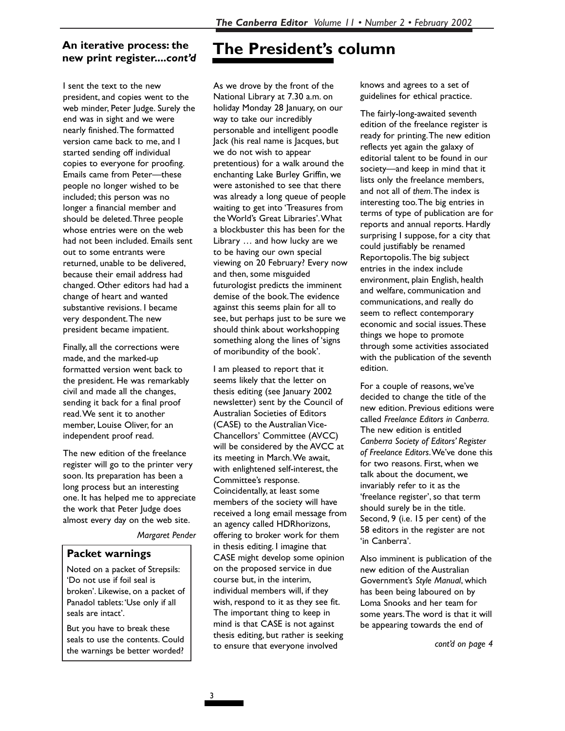## An iterative process: the new print register....*cont'd*

I sent the text to the new president, and copies went to the web minder, Peter Judge. Surely the end was in sight and we were nearly finished. The formatted version came back to me, and I started sending off individual copies to everyone for proofing. Emails came from Peter—these people no longer wished to be included; this person was no longer a financial member and should be deleted. Three people whose entries were on the web had not been included. Emails sent out to some entrants were returned, unable to be delivered, because their email address had changed. Other editors had had a change of heart and wanted substantive revisions. I became very despondent. The new president became impatient.

Finally, all the corrections were made, and the marked-up formatted version went back to the president. He was remarkably civil and made all the changes, sending it back for a final proof read. We sent it to another member, Louise Oliver, for an independent proof read.

The new edition of the freelance register will go to the printer very soon. Its preparation has been a long process but an interesting one. It has helped me to appreciate the work that Peter Judge does almost every day on the web site.

*Margaret Pender*

### Packet warnings

Noted on a packet of Strepsils: 'Do not use if foil seal is broken'. Likewise, on a packet of Panadol tablets: 'Use only if all seals are intact'.

But you have to break these seals to use the contents. Could the warnings be better worded?

# The President's column

As we drove by the front of the National Library at 7.30 a.m. on holiday Monday 28 January, on our way to take our incredibly personable and intelligent poodle Jack (his real name is Jacques, but we do not wish to appear pretentious) for a walk around the enchanting Lake Burley Griffin, we were astonished to see that there was already a long queue of people waiting to get into 'Treasures from the World's Great Libraries'. What a blockbuster this has been for the Library … and how lucky are we to be having our own special viewing on 20 February? Every now and then, some misguided futurologist predicts the imminent demise of the book. The evidence against this seems plain for all to see, but perhaps just to be sure we should think about workshopping something along the lines of 'signs of moribundity of the book'.

I am pleased to report that it seems likely that the letter on thesis editing (see January 2002 newsletter) sent by the Council of Australian Societies of Editors (CASE) to the Australian Vice-Chancellors' Committee (AVCC) will be considered by the AVCC at its meeting in March. We await, with enlightened self-interest, the Committee's response. Coincidentally, at least some members of the society will have received a long email message from an agency called HDRhorizons, offering to broker work for them in thesis editing. I imagine that CASE might develop some opinion on the proposed service in due course but, in the interim, individual members will, if they wish, respond to it as they see fit. The important thing to keep in mind is that CASE is not against thesis editing, but rather is seeking to ensure that everyone involved knows and agrees to a set of guidelines for ethical practice.

The fairly-long-awaited seventh edition of the freelance register is ready for printing. The new edition reflects yet again the galaxy of editorial talent to be found in our society—and keep in mind that it lists only the freelance members, and not all of *them*. The index is interesting too. The big entries in terms of type of publication are for reports and annual reports. Hardly surprising I suppose, for a city that could justifiably be renamed Reportopolis. The big subject entries in the index include environment, plain English, health and welfare, communication and communications, and really do seem to reflect contemporary economic and social issues. These things we hope to promote through some activities associated with the publication of the seventh edition.

For a couple of reasons, we've decided to change the title of the new edition. Previous editions were called *Freelance Editors in Canberra*. The new edition is entitled *Canberra Society of Editors' Register of Freelance Editors*. We've done this for two reasons. First, when we talk about the document, we invariably refer to it as the 'freelance register', so that term should surely be in the title. Second, 9 (i.e. 15 per cent) of the 58 editors in the register are not 'in Canberra'.

Also imminent is publication of the new edition of the Australian Government's *Style Manual*, which has been being laboured on by Loma Snooks and her team for some years. The word is that it will be appearing towards the end of

*cont'd on page 4*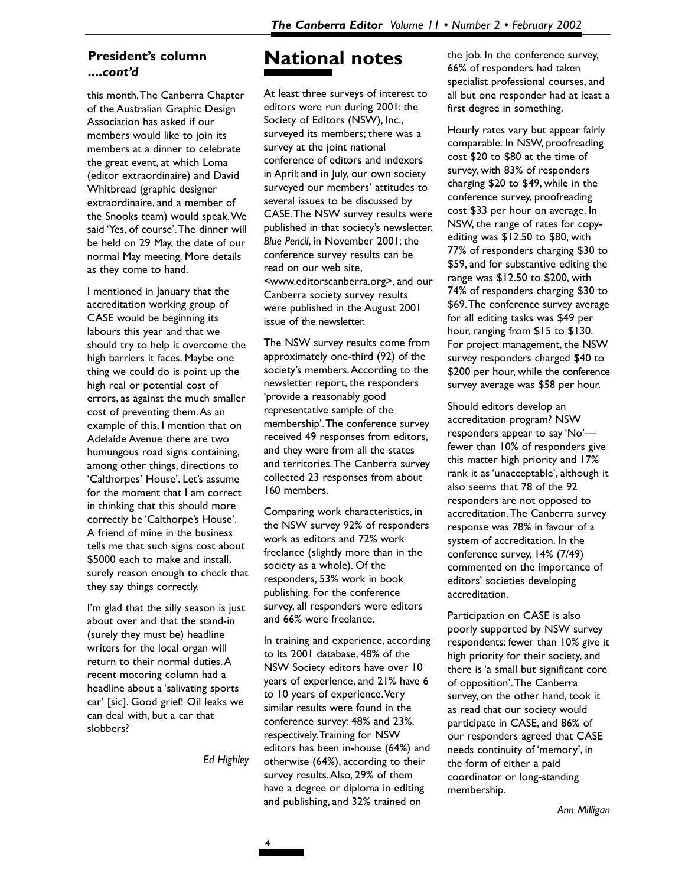### President's column *....cont'd*

this month. The Canberra Chapter of the Australian Graphic Design Association has asked if our members would like to join its members at a dinner to celebrate the great event, at which Loma (editor extraordinaire) and David Whitbread (graphic designer extraordinaire, and a member of the Snooks team) would speak. We said 'Yes, of course'. The dinner will be held on 29 May, the date of our normal May meeting. More details as they come to hand.

I mentioned in January that the accreditation working group of CASE would be beginning its labours this year and that we should try to help it overcome the high barriers it faces. Maybe one thing we could do is point up the high real or potential cost of errors, as against the much smaller cost of preventing them. As an example of this, I mention that on Adelaide Avenue there are two humungous road signs containing, among other things, directions to 'Calthorpes' House'. Let's assume for the moment that I am correct in thinking that this should more correctly be 'Calthorpe's House'. A friend of mine in the business tells me that such signs cost about $5000 each to make and install, surely reason enough to check that they say things correctly.

I'm glad that the silly season is just about over and that the stand-in (surely they must be) headline writers for the local organ will return to their normal duties. A recent motoring column had a headline about a 'salivating sports car' [sic]. Good grief! Oil leaks we can deal with, but a car that slobbers?

*Ed Highley*

# National notes

At least three surveys of interest to editors were run during 2001: the Society of Editors (NSW), Inc., surveyed its members; there was a survey at the joint national conference of editors and indexers in April; and in July, our own society surveyed our members' attitudes to several issues to be discussed by CASE. The NSW survey results were published in that society's newsletter, *Blue Pencil*, in November 2001; the conference survey results can be read on our web site, <www.editorscanberra.org>, and our Canberra society survey results were published in the August 2001 issue of the newsletter.

The NSW survey results come from approximately one-third (92) of the society's members. According to the newsletter report, the responders 'provide a reasonably good representative sample of the membership'. The conference survey received 49 responses from editors, and they were from all the states and territories. The Canberra survey collected 23 responses from about 160 members.

Comparing work characteristics, in the NSW survey 92% of responders work as editors and 72% work freelance (slightly more than in the society as a whole). Of the responders, 53% work in book publishing. For the conference survey, all responders were editors and 66% were freelance.

In training and experience, according to its 2001 database, 48% of the NSW Society editors have over 10 years of experience, and 21% have 6 to 10 years of experience. Very similar results were found in the conference survey: 48% and 23%, respectively. Training for NSW editors has been in-house (64%) and otherwise (64%), according to their survey results. Also, 29% of them have a degree or diploma in editing and publishing, and 32% trained on the job. In the conference survey, 66% of responders had taken specialist professional courses, and all but one responder had at least a first degree in something.

Hourly rates vary but appear fairly comparable. In NSW, proofreading cost $20 to $80 at the time of survey, with 83% of responders charging $20 to $49, while in the conference survey, proofreading cost $33 per hour on average. In NSW, the range of rates for copy-editing was $12.50 to $80, with 77% of responders charging $30 to $59, and for substantive editing the range was $12.50 to $200, with 74% of responders charging $30 to $69. The conference survey average for all editing tasks was $49 per hour, ranging from $15 to $130. For project management, the NSW survey responders charged $40 to $200 per hour, while the conference survey average was $58 per hour.

Should editors develop an accreditation program? NSW responders appear to say 'No'—fewer than 10% of responders give this matter high priority and 17% rank it as 'unacceptable', although it also seems that 78 of the 92 responders are not opposed to accreditation. The Canberra survey response was 78% in favour of a system of accreditation. In the conference survey, 14% (7/49) commented on the importance of editors' societies developing accreditation.

Participation on CASE is also poorly supported by NSW survey respondents: fewer than 10% give it high priority for their society, and there is 'a small but significant core of opposition'. The Canberra survey, on the other hand, took it as read that our society would participate in CASE, and 86% of our responders agreed that CASE needs continuity of 'memory', in the form of either a paid coordinator or long-standing membership.

*Ann Milligan*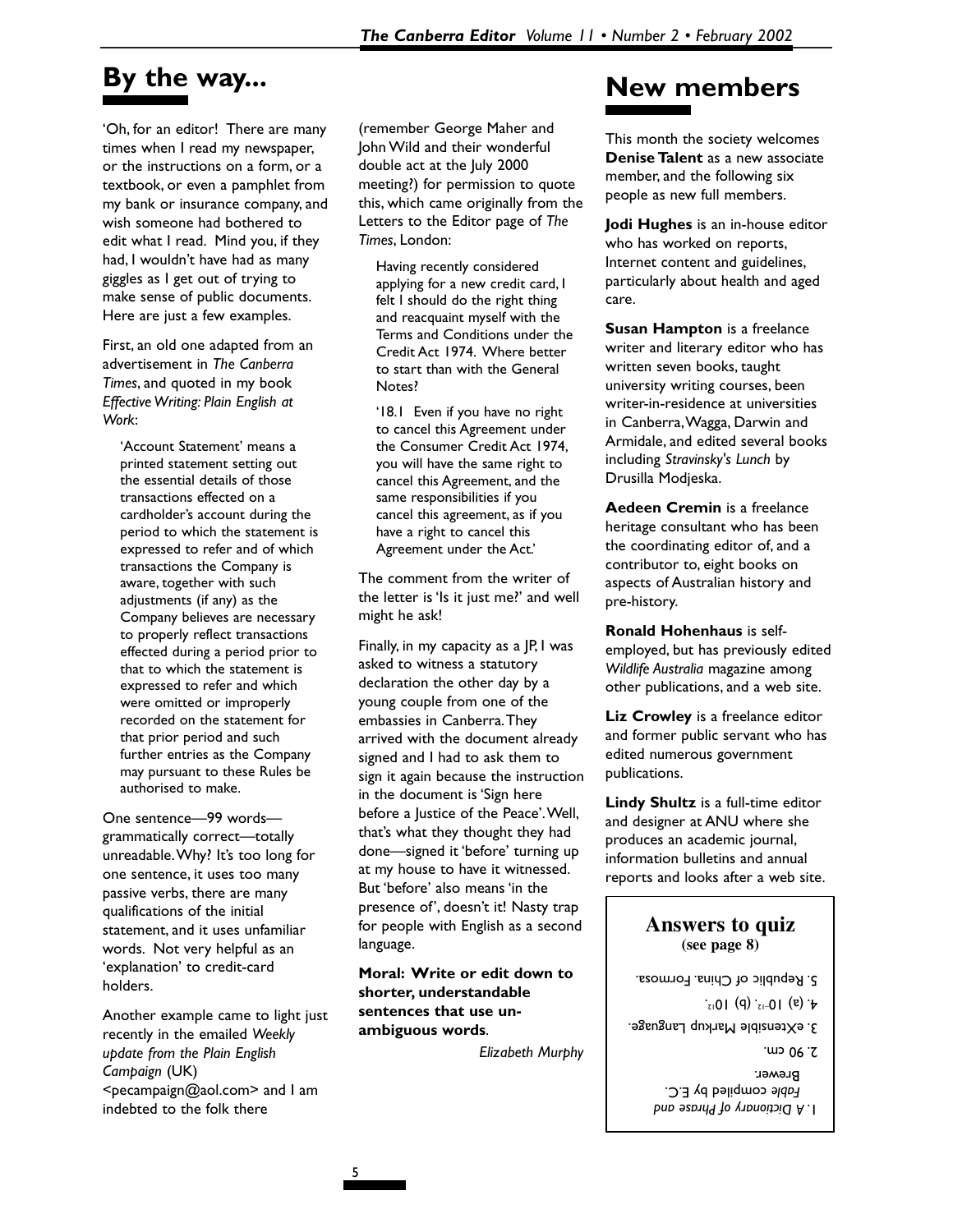# By the way...

'Oh, for an editor! There are many times when I read my newspaper, or the instructions on a form, or a textbook, or even a pamphlet from my bank or insurance company, and wish someone had bothered to edit what I read. Mind you, if they had, I wouldn't have had as many giggles as I get out of trying to make sense of public documents. Here are just a few examples.

First, an old one adapted from an advertisement in *The Canberra Times*, and quoted in my book *Effective Writing: Plain English at Work*:

> 'Account Statement' means a printed statement setting out the essential details of those transactions effected on a cardholder's account during the period to which the statement is expressed to refer and of which transactions the Company is aware, together with such adjustments (if any) as the Company believes are necessary to properly reflect transactions effected during a period prior to that to which the statement is expressed to refer and which were omitted or improperly recorded on the statement for that prior period and such further entries as the Company may pursuant to these Rules be authorised to make.

One sentence—99 words—grammatically correct—totally unreadable. Why? It's too long for one sentence, it uses too many passive verbs, there are many qualifications of the initial statement, and it uses unfamiliar words. Not very helpful as an 'explanation' to credit-card holders.

Another example came to light just recently in the emailed *Weekly update from the Plain English Campaign* (UK) <pecampaign@aol.com> and I am indebted to the folk there (remember George Maher and John Wild and their wonderful double act at the July 2000 meeting?) for permission to quote this, which came originally from the Letters to the Editor page of *The Times*, London:

> Having recently considered applying for a new credit card, I felt I should do the right thing and reacquaint myself with the Terms and Conditions under the Credit Act 1974. Where better to start than with the General Notes?
>
> '18.1 Even if you have no right to cancel this Agreement under the Consumer Credit Act 1974, you will have the same right to cancel this Agreement, and the same responsibilities if you cancel this agreement, as if you have a right to cancel this Agreement under the Act.'

The comment from the writer of the letter is 'Is it just me?' and well might he ask!

Finally, in my capacity as a JP, I was asked to witness a statutory declaration the other day by a young couple from one of the embassies in Canberra. They arrived with the document already signed and I had to ask them to sign it again because the instruction in the document is 'Sign here before a Justice of the Peace'. Well, that's what they thought they had done—signed it 'before' turning up at my house to have it witnessed. But 'before' also means 'in the presence of', doesn't it! Nasty trap for people with English as a second language.

**Moral: Write or edit down to shorter, understandable sentences that use unambiguous words**.

*Elizabeth Murphy*

# New members

This month the society welcomes **Denise Talent** as a new associate member, and the following six people as new full members.

**Jodi Hughes** is an in-house editor who has worked on reports, Internet content and guidelines, particularly about health and aged care.

**Susan Hampton** is a freelance writer and literary editor who has written seven books, taught university writing courses, been writer-in-residence at universities in Canberra, Wagga, Darwin and Armidale, and edited several books including *Stravinsky's Lunch* by Drusilla Modjeska.

**Aedeen Cremin** is a freelance heritage consultant who has been the coordinating editor of, and a contributor to, eight books on aspects of Australian history and pre-history.

**Ronald Hohenhaus** is self-employed, but has previously edited *Wildlife Australia* magazine among other publications, and a web site.

**Liz Crowley** is a freelance editor and former public servant who has edited numerous government publications.

**Lindy Shultz** is a full-time editor and designer at ANU where she produces an academic journal, information bulletins and annual reports and looks after a web site.

## Answers to quiz

**(see page 8)**

1. *A Dictionary of Phrase and Fable* compiled by E.C. Brewer.
2. 90 cm.
3. eXtensible Markup Language.
4. (a) $10^{-12}$, (b) $10^{12}$.
5. Republic of China. Formosa.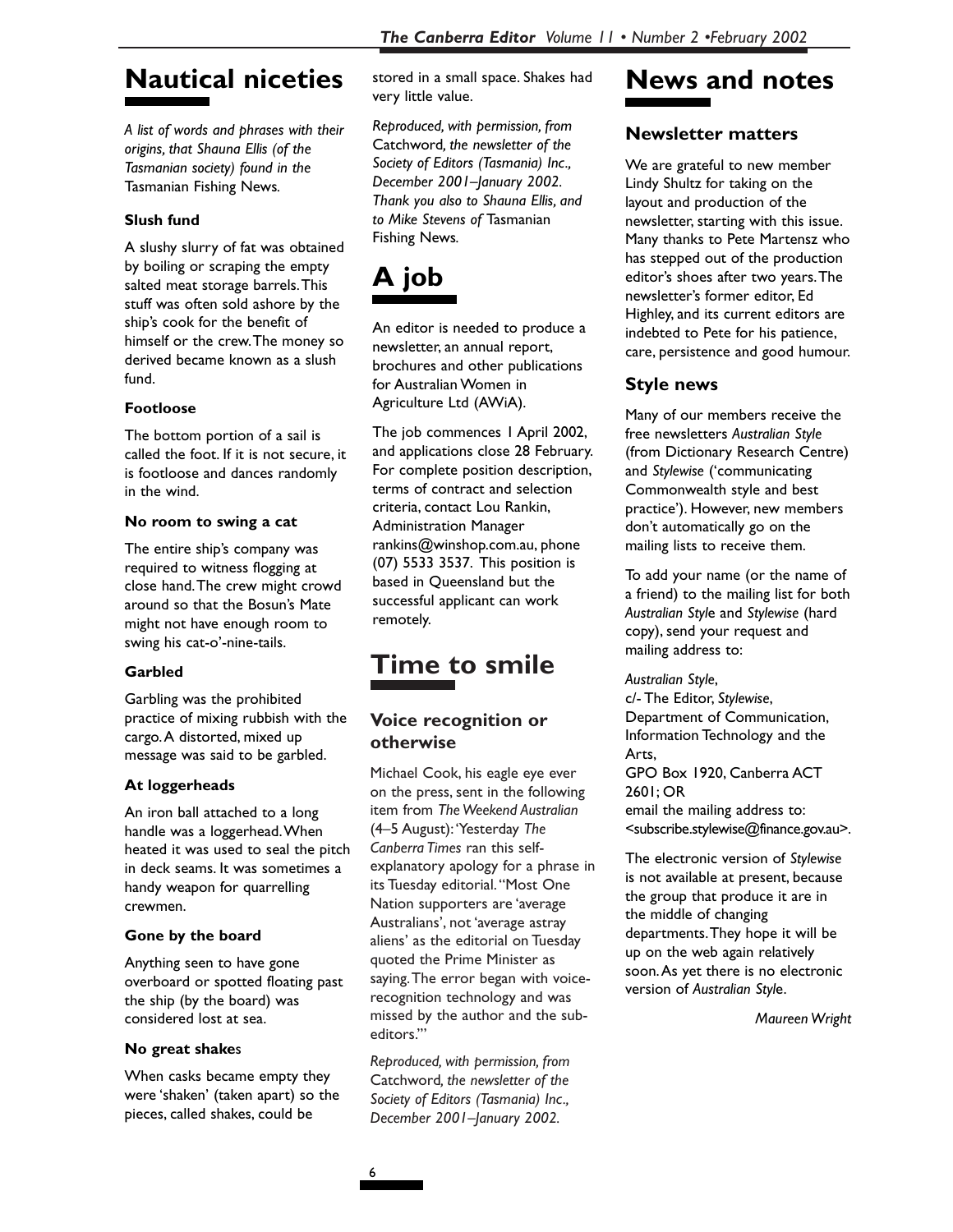# Nautical niceties

*A list of words and phrases with their origins, that Shauna Ellis (of the Tasmanian society) found in the* Tasmanian Fishing News.

**Slush fund**

A slushy slurry of fat was obtained by boiling or scraping the empty salted meat storage barrels. This stuff was often sold ashore by the ship's cook for the benefit of himself or the crew. The money so derived became known as a slush fund.

**Footloose**

The bottom portion of a sail is called the foot. If it is not secure, it is footloose and dances randomly in the wind.

**No room to swing a cat**

The entire ship's company was required to witness flogging at close hand. The crew might crowd around so that the Bosun's Mate might not have enough room to swing his cat-o'-nine-tails.

**Garbled**

Garbling was the prohibited practice of mixing rubbish with the cargo. A distorted, mixed up message was said to be garbled.

**At loggerheads**

An iron ball attached to a long handle was a loggerhead. When heated it was used to seal the pitch in deck seams. It was sometimes a handy weapon for quarrelling crewmen.

**Gone by the board**

Anything seen to have gone overboard or spotted floating past the ship (by the board) was considered lost at sea.

**No great shake**s

When casks became empty they were 'shaken' (taken apart) so the pieces, called shakes, could be stored in a small space. Shakes had very little value.

*Reproduced, with permission, from* Catchword*, the newsletter of the Society of Editors (Tasmania) Inc., December 2001–January 2002. Thank you also to Shauna Ellis, and to Mike Stevens of* Tasmanian Fishing News.

# A job

An editor is needed to produce a newsletter, an annual report, brochures and other publications for Australian Women in Agriculture Ltd (AWiA).

The job commences 1 April 2002, and applications close 28 February. For complete position description, terms of contract and selection criteria, contact Lou Rankin, Administration Manager rankins@winshop.com.au, phone (07) 5533 3537. This position is based in Queensland but the successful applicant can work remotely.

# Time to smile

## Voice recognition or otherwise

Michael Cook, his eagle eye ever on the press, sent in the following item from *The Weekend Australian* (4–5 August): 'Yesterday *The Canberra Times* ran this self-explanatory apology for a phrase in its Tuesday editorial. "Most One Nation supporters are 'average Australians', not 'average astray aliens' as the editorial on Tuesday quoted the Prime Minister as saying. The error began with voice-recognition technology and was missed by the author and the sub-editors."'

*Reproduced, with permission, from* Catchword*, the newsletter of the Society of Editors (Tasmania) Inc., December 2001–January 2002.*

# News and notes

## Newsletter matters

We are grateful to new member Lindy Shultz for taking on the layout and production of the newsletter, starting with this issue. Many thanks to Pete Martensz who has stepped out of the production editor's shoes after two years. The newsletter's former editor, Ed Highley, and its current editors are indebted to Pete for his patience, care, persistence and good humour.

## Style news

Many of our members receive the free newsletters *Australian Style* (from Dictionary Research Centre) and *Stylewise* ('communicating Commonwealth style and best practice'). However, new members don't automatically go on the mailing lists to receive them.

To add your name (or the name of a friend) to the mailing list for both *Australian Style* and *Stylewise* (hard copy), send your request and mailing address to:

*Australian Style*,
c/- The Editor, *Stylewise*,
Department of Communication, Information Technology and the Arts,
GPO Box 1920, Canberra ACT 2601; OR
email the mailing address to: <subscribe.stylewise@finance.gov.au>.

The electronic version of *Stylewise* is not available at present, because the group that produce it are in the middle of changing departments. They hope it will be up on the web again relatively soon. As yet there is no electronic version of *Australian Style*.

*Maureen Wright*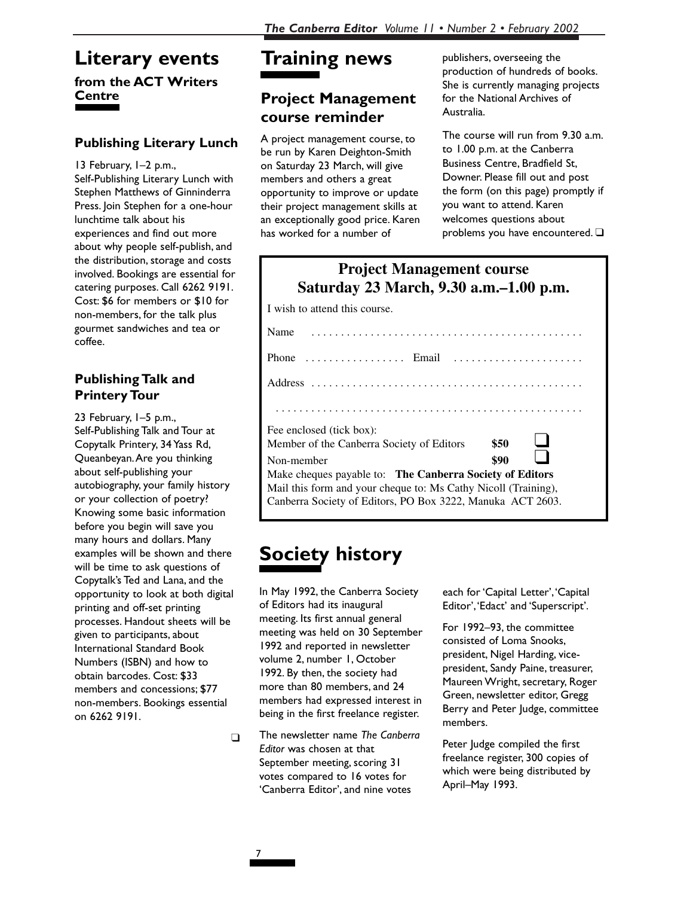# Literary events

**from the ACT Writers Centre**

### Publishing Literary Lunch

13 February, 1–2 p.m., Self-Publishing Literary Lunch with Stephen Matthews of Ginninderra Press. Join Stephen for a one-hour lunchtime talk about his experiences and find out more about why people self-publish, and the distribution, storage and costs involved. Bookings are essential for catering purposes. Call 6262 9191. Cost: $6 for members or $10 for non-members, for the talk plus gourmet sandwiches and tea or coffee.

### Publishing Talk and Printery Tour

23 February, 1–5 p.m., Self-Publishing Talk and Tour at Copytalk Printery, 34 Yass Rd, Queanbeyan. Are you thinking about self-publishing your autobiography, your family history or your collection of poetry? Knowing some basic information before you begin will save you many hours and dollars. Many examples will be shown and there will be time to ask questions of Copytalk's Ted and Lana, and the opportunity to look at both digital printing and off-set printing processes. Handout sheets will be given to participants, about International Standard Book Numbers (ISBN) and how to obtain barcodes. Cost: $33 members and concessions; $77 non-members. Bookings essential on 6262 9191. ❑

# Training news

## Project Management course reminder

A project management course, to be run by Karen Deighton-Smith on Saturday 23 March, will give members and others a great opportunity to improve or update their project management skills at an exceptionally good price. Karen has worked for a number of publishers, overseeing the production of hundreds of books. She is currently managing projects for the National Archives of Australia.

The course will run from 9.30 a.m. to 1.00 p.m. at the Canberra Business Centre, Bradfield St, Downer. Please fill out and post the form (on this page) promptly if you want to attend. Karen welcomes questions about problems you have encountered. ❑

**Project Management course**
**Saturday 23 March, 9.30 a.m.–1.00 p.m.**

I wish to attend this course.

Name . . . . . . . . . . . . . . . . . . . . . . . . . . . . . . . . . . . . . . . . . . . . .

Phone . . . . . . . . . . . . . . . . Email . . . . . . . . . . . . . . . . . . . . . .

Address . . . . . . . . . . . . . . . . . . . . . . . . . . . . . . . . . . . . . . . . . . . . .

. . . . . . . . . . . . . . . . . . . . . . . . . . . . . . . . . . . . . . . . . . . . . . . . . .

Fee enclosed (tick box):
Member of the Canberra Society of Editors **$50** ❑
Non-member **$90** ❑

Make cheques payable to: **The Canberra Society of Editors**
Mail this form and your cheque to: Ms Cathy Nicoll (Training), Canberra Society of Editors, PO Box 3222, Manuka ACT 2603.

# Society history

In May 1992, the Canberra Society of Editors had its inaugural meeting. Its first annual general meeting was held on 30 September 1992 and reported in newsletter volume 2, number 1, October 1992. By then, the society had more than 80 members, and 24 members had expressed interest in being in the first freelance register.

The newsletter name *The Canberra Editor* was chosen at that September meeting, scoring 31 votes compared to 16 votes for 'Canberra Editor', and nine votes each for 'Capital Letter', 'Capital Editor', 'Edact' and 'Superscript'.

For 1992–93, the committee consisted of Loma Snooks, president, Nigel Harding, vice-president, Sandy Paine, treasurer, Maureen Wright, secretary, Roger Green, newsletter editor, Gregg Berry and Peter Judge, committee members.

Peter Judge compiled the first freelance register, 300 copies of which were being distributed by April–May 1993.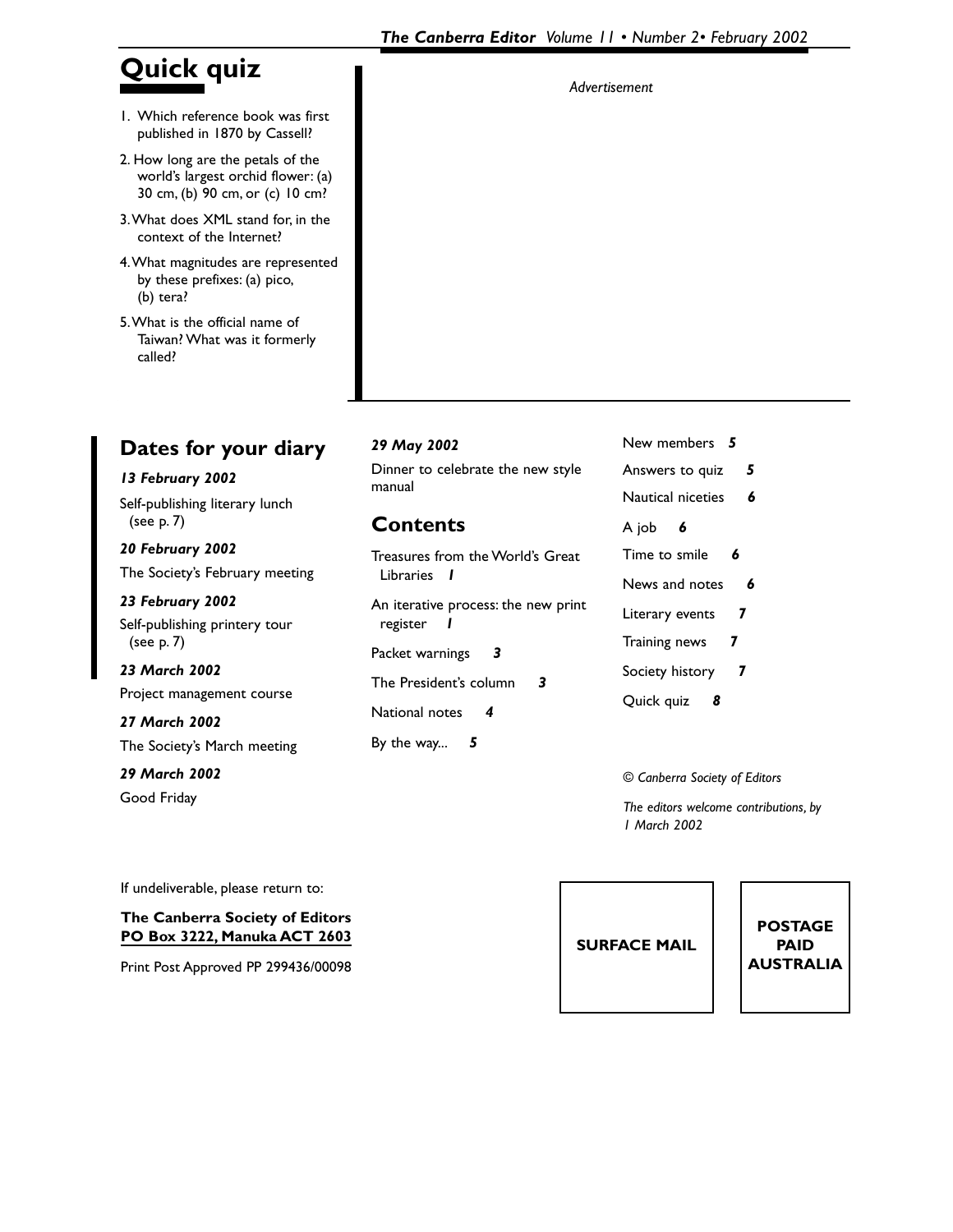## Quick quiz

1. Which reference book was first published in 1870 by Cassell?
2. How long are the petals of the world's largest orchid flower: (a) 30 cm, (b) 90 cm, or (c) 10 cm?
3. What does XML stand for, in the context of the Internet?
4. What magnitudes are represented by these prefixes: (a) pico, (b) tera?
5. What is the official name of Taiwan? What was it formerly called?

*Advertisement*

## Dates for your diary

***13 February 2002***

Self-publishing literary lunch (see p. 7)

***20 February 2002***

The Society's February meeting

***23 February 2002***

Self-publishing printery tour (see p. 7)

***23 March 2002***

Project management course

***27 March 2002***

The Society's March meeting

***29 March 2002***

Good Friday

***29 May 2002***

Dinner to celebrate the new style manual

## Contents

Treasures from the World's Great Libraries ***1***

An iterative process: the new print register ***1***

Packet warnings ***3***

The President's column ***3***

National notes ***4***

By the way... ***5***

New members ***5***

Answers to quiz ***5***

Nautical niceties ***6***

A job ***6***

Time to smile ***6***

News and notes ***6***

Literary events ***7***

Training news ***7***

Society history ***7***

Quick quiz ***8***

*© Canberra Society of Editors*

*The editors welcome contributions, by 1 March 2002*

If undeliverable, please return to:

**The Canberra Society of Editors**
**PO Box 3222, Manuka ACT 2603**

Print Post Approved PP 299436/00098

**SURFACE MAIL**

**POSTAGE PAID AUSTRALIA**